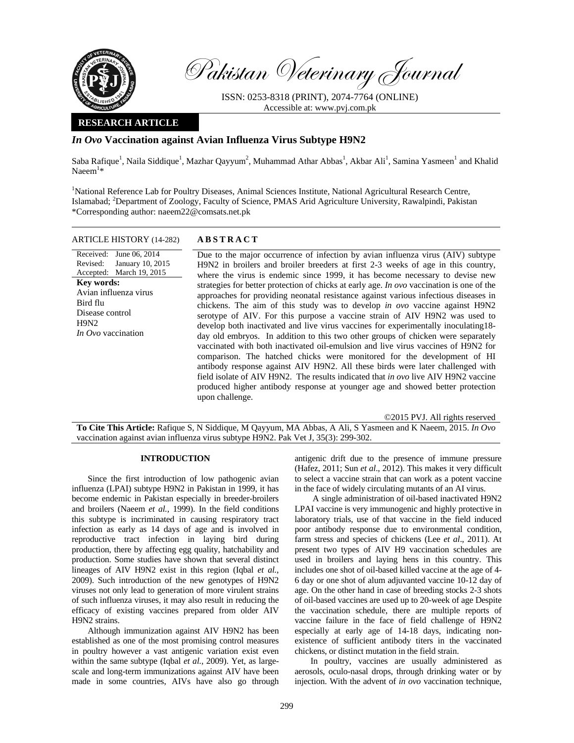# Pakistan Veterinary Journal

ISSN: 0253-8318 (PRINT), 2074-7764 (ONLINE)
Accessible at: www.pvj.com.pk

**RESEARCH ARTICLE**

## *In Ovo* Vaccination against Avian Influenza Virus Subtype H9N2

Saba Rafique[1], Naila Siddique[1], Mazhar Qayyum[2], Muhammad Athar Abbas[1], Akbar Ali[1], Samina Yasmeen[1] and Khalid Naeem[1]*

[1]National Reference Lab for Poultry Diseases, Animal Sciences Institute, National Agricultural Research Centre, Islamabad; [2]Department of Zoology, Faculty of Science, PMAS Arid Agriculture University, Rawalpindi, Pakistan
*Corresponding author: naeem22@comsats.net.pk

**ARTICLE HISTORY** (14-282)

Received: June 06, 2014
Revised: January 10, 2015
Accepted: March 19, 2015

**Key words:**
Avian influenza virus
Bird flu
Disease control
H9N2
*In Ovo* vaccination

**ABSTRACT**

Due to the major occurrence of infection by avian influenza virus (AIV) subtype H9N2 in broilers and broiler breeders at first 2-3 weeks of age in this country, where the virus is endemic since 1999, it has become necessary to devise new strategies for better protection of chicks at early age. *In ovo* vaccination is one of the approaches for providing neonatal resistance against various infectious diseases in chickens. The aim of this study was to develop *in ovo* vaccine against H9N2 serotype of AIV. For this purpose a vaccine strain of AIV H9N2 was used to develop both inactivated and live virus vaccines for experimentally inoculating18-day old embryos. In addition to this two other groups of chicken were separately vaccinated with both inactivated oil-emulsion and live virus vaccines of H9N2 for comparison. The hatched chicks were monitored for the development of HI antibody response against AIV H9N2. All these birds were later challenged with field isolate of AIV H9N2. The results indicated that *in ovo* live AIV H9N2 vaccine produced higher antibody response at younger age and showed better protection upon challenge.

©2015 PVJ. All rights reserved

**To Cite This Article:** Rafique S, N Siddique, M Qayyum, MA Abbas, A Ali, S Yasmeen and K Naeem, 2015. *In Ovo* vaccination against avian influenza virus subtype H9N2. Pak Vet J, 35(3): 299-302.

## INTRODUCTION

Since the first introduction of low pathogenic avian influenza (LPAI) subtype H9N2 in Pakistan in 1999, it has become endemic in Pakistan especially in breeder-broilers and broilers (Naeem *et al.,* 1999). In the field conditions this subtype is incriminated in causing respiratory tract infection as early as 14 days of age and is involved in reproductive tract infection in laying bird during production, there by affecting egg quality, hatchability and production. Some studies have shown that several distinct lineages of AIV H9N2 exist in this region (Iqbal *et al.*, 2009). Such introduction of the new genotypes of H9N2 viruses not only lead to generation of more virulent strains of such influenza viruses, it may also result in reducing the efficacy of existing vaccines prepared from older AIV H9N2 strains.

Although immunization against AIV H9N2 has been established as one of the most promising control measures in poultry however a vast antigenic variation exist even within the same subtype (Iqbal *et al.,* 2009). Yet, as large-scale and long-term immunizations against AIV have been made in some countries, AIVs have also go through antigenic drift due to the presence of immune pressure (Hafez, 2011; Sun *et al*., 2012). This makes it very difficult to select a vaccine strain that can work as a potent vaccine in the face of widely circulating mutants of an AI virus.

A single administration of oil-based inactivated H9N2 LPAI vaccine is very immunogenic and highly protective in laboratory trials, use of that vaccine in the field induced poor antibody response due to environmental condition, farm stress and species of chickens (Lee *et al*., 2011). At present two types of AIV H9 vaccination schedules are used in broilers and laying hens in this country. This includes one shot of oil-based killed vaccine at the age of 4-6 day or one shot of alum adjuvanted vaccine 10-12 day of age. On the other hand in case of breeding stocks 2-3 shots of oil-based vaccines are used up to 20-week of age Despite the vaccination schedule, there are multiple reports of vaccine failure in the face of field challenge of H9N2 especially at early age of 14-18 days, indicating non-existence of sufficient antibody titers in the vaccinated chickens, or distinct mutation in the field strain.

In poultry, vaccines are usually administered as aerosols, oculo-nasal drops, through drinking water or by injection. With the advent of *in ovo* vaccination technique,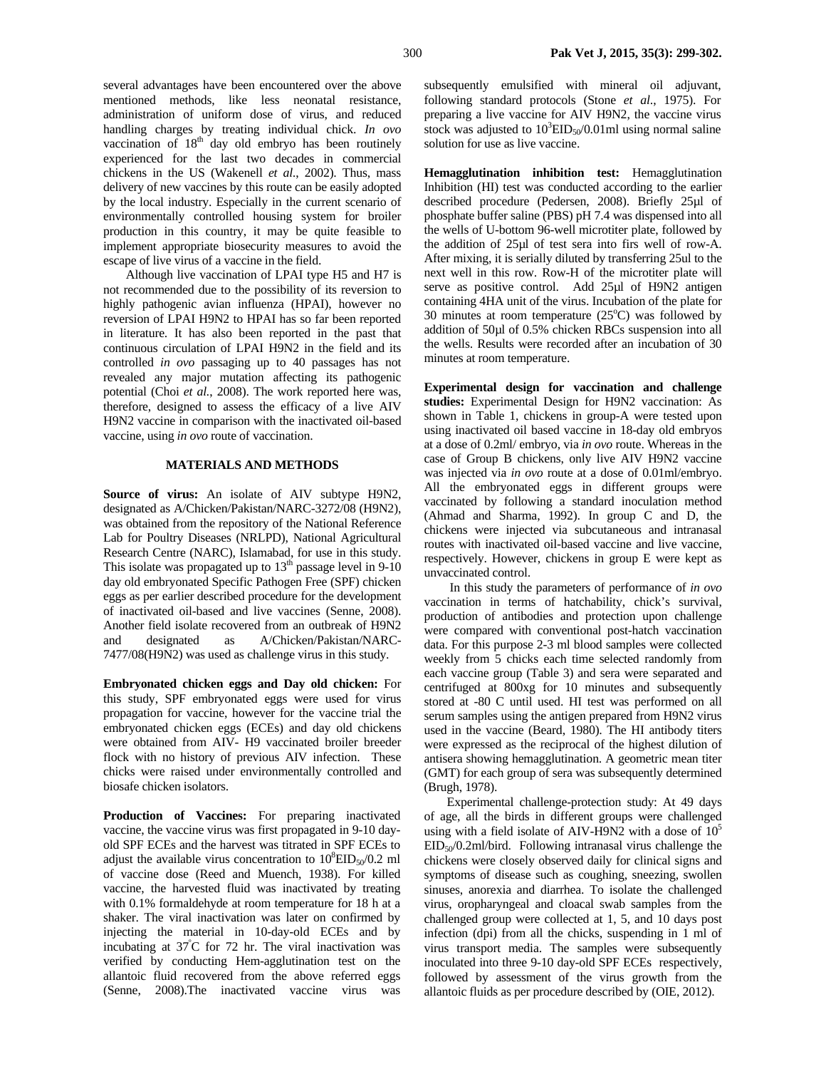several advantages have been encountered over the above mentioned methods, like less neonatal resistance, administration of uniform dose of virus, and reduced handling charges by treating individual chick. *In ovo* vaccination of 18$^{th}$ day old embryo has been routinely experienced for the last two decades in commercial chickens in the US (Wakenell *et al*., 2002). Thus, mass delivery of new vaccines by this route can be easily adopted by the local industry. Especially in the current scenario of environmentally controlled housing system for broiler production in this country, it may be quite feasible to implement appropriate biosecurity measures to avoid the escape of live virus of a vaccine in the field.

Although live vaccination of LPAI type H5 and H7 is not recommended due to the possibility of its reversion to highly pathogenic avian influenza (HPAI), however no reversion of LPAI H9N2 to HPAI has so far been reported in literature. It has also been reported in the past that continuous circulation of LPAI H9N2 in the field and its controlled *in ovo* passaging up to 40 passages has not revealed any major mutation affecting its pathogenic potential (Choi *et al.*, 2008). The work reported here was, therefore, designed to assess the efficacy of a live AIV H9N2 vaccine in comparison with the inactivated oil-based vaccine, using *in ovo* route of vaccination.

## MATERIALS AND METHODS

**Source of virus:** An isolate of AIV subtype H9N2, designated as A/Chicken/Pakistan/NARC-3272/08 (H9N2), was obtained from the repository of the National Reference Lab for Poultry Diseases (NRLPD), National Agricultural Research Centre (NARC), Islamabad, for use in this study. This isolate was propagated up to 13$^{th}$ passage level in 9-10 day old embryonated Specific Pathogen Free (SPF) chicken eggs as per earlier described procedure for the development of inactivated oil-based and live vaccines (Senne, 2008). Another field isolate recovered from an outbreak of H9N2 and designated as A/Chicken/Pakistan/NARC-7477/08(H9N2) was used as challenge virus in this study.

**Embryonated chicken eggs and Day old chicken:** For this study, SPF embryonated eggs were used for virus propagation for vaccine, however for the vaccine trial the embryonated chicken eggs (ECEs) and day old chickens were obtained from AIV- H9 vaccinated broiler breeder flock with no history of previous AIV infection. These chicks were raised under environmentally controlled and biosafe chicken isolators.

**Production of Vaccines:** For preparing inactivated vaccine, the vaccine virus was first propagated in 9-10 day-old SPF ECEs and the harvest was titrated in SPF ECEs to adjust the available virus concentration to $10^8$EID$_{50}$/0.2 ml of vaccine dose (Reed and Muench, 1938). For killed vaccine, the harvested fluid was inactivated by treating with 0.1% formaldehyde at room temperature for 18 h at a shaker. The viral inactivation was later on confirmed by injecting the material in 10-day-old ECEs and by incubating at 37°C for 72 hr. The viral inactivation was verified by conducting Hem-agglutination test on the allantoic fluid recovered from the above referred eggs (Senne, 2008).The inactivated vaccine virus was subsequently emulsified with mineral oil adjuvant, following standard protocols (Stone *et al*., 1975). For preparing a live vaccine for AIV H9N2, the vaccine virus stock was adjusted to $10^3$EID$_{50}$/0.01ml using normal saline solution for use as live vaccine.

**Hemagglutination inhibition test:** Hemagglutination Inhibition (HI) test was conducted according to the earlier described procedure (Pedersen, 2008). Briefly 25µl of phosphate buffer saline (PBS) pH 7.4 was dispensed into all the wells of U-bottom 96-well microtiter plate, followed by the addition of 25µl of test sera into firs well of row-A. After mixing, it is serially diluted by transferring 25ul to the next well in this row. Row-H of the microtiter plate will serve as positive control. Add 25µl of H9N2 antigen containing 4HA unit of the virus. Incubation of the plate for 30 minutes at room temperature (25°C) was followed by addition of 50µl of 0.5% chicken RBCs suspension into all the wells. Results were recorded after an incubation of 30 minutes at room temperature.

**Experimental design for vaccination and challenge studies:** Experimental Design for H9N2 vaccination: As shown in Table 1, chickens in group-A were tested upon using inactivated oil based vaccine in 18-day old embryos at a dose of 0.2ml/ embryo, via *in ovo* route. Whereas in the case of Group B chickens, only live AIV H9N2 vaccine was injected via *in ovo* route at a dose of 0.01ml/embryo. All the embryonated eggs in different groups were vaccinated by following a standard inoculation method (Ahmad and Sharma, 1992). In group C and D, the chickens were injected via subcutaneous and intranasal routes with inactivated oil-based vaccine and live vaccine, respectively. However, chickens in group E were kept as unvaccinated control.

In this study the parameters of performance of *in ovo* vaccination in terms of hatchability, chick's survival, production of antibodies and protection upon challenge were compared with conventional post-hatch vaccination data. For this purpose 2-3 ml blood samples were collected weekly from 5 chicks each time selected randomly from each vaccine group (Table 3) and sera were separated and centrifuged at 800xg for 10 minutes and subsequently stored at -80 C until used. HI test was performed on all serum samples using the antigen prepared from H9N2 virus used in the vaccine (Beard, 1980). The HI antibody titers were expressed as the reciprocal of the highest dilution of antisera showing hemagglutination. A geometric mean titer (GMT) for each group of sera was subsequently determined (Brugh, 1978).

Experimental challenge-protection study: At 49 days of age, all the birds in different groups were challenged using with a field isolate of AIV-H9N2 with a dose of $10^5$ EID$_{50}$/0.2ml/bird. Following intranasal virus challenge the chickens were closely observed daily for clinical signs and symptoms of disease such as coughing, sneezing, swollen sinuses, anorexia and diarrhea. To isolate the challenged virus, oropharyngeal and cloacal swab samples from the challenged group were collected at 1, 5, and 10 days post infection (dpi) from all the chicks, suspending in 1 ml of virus transport media. The samples were subsequently inoculated into three 9-10 day-old SPF ECEs respectively, followed by assessment of the virus growth from the allantoic fluids as per procedure described by (OIE, 2012).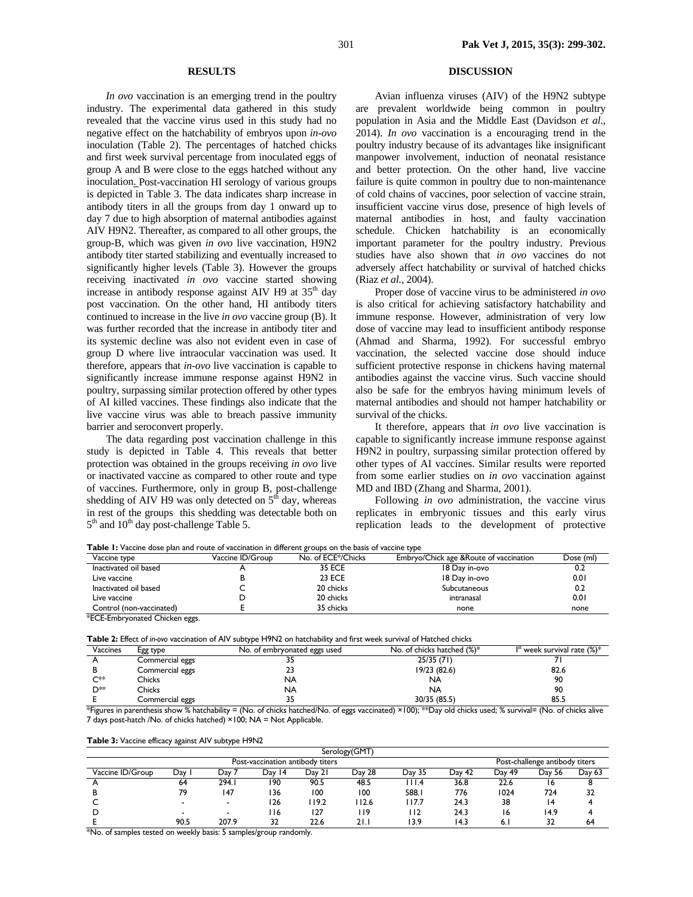## RESULTS

*In ovo* vaccination is an emerging trend in the poultry industry. The experimental data gathered in this study revealed that the vaccine virus used in this study had no negative effect on the hatchability of embryos upon *in-ovo* inoculation (Table 2). The percentages of hatched chicks and first week survival percentage from inoculated eggs of group A and B were close to the eggs hatched without any inoculation. Post-vaccination HI serology of various groups is depicted in Table 3. The data indicates sharp increase in antibody titers in all the groups from day 1 onward up to day 7 due to high absorption of maternal antibodies against AIV H9N2. Thereafter, as compared to all other groups, the group-B, which was given *in ovo* live vaccination, H9N2 antibody titer started stabilizing and eventually increased to significantly higher levels (Table 3). However the groups receiving inactivated *in ovo* vaccine started showing increase in antibody response against AIV H9 at 35[th] day post vaccination. On the other hand, HI antibody titers continued to increase in the live *in ovo* vaccine group (B). It was further recorded that the increase in antibody titer and its systemic decline was also not evident even in case of group D where live intraocular vaccination was used. It therefore, appears that *in-ovo* live vaccination is capable to significantly increase immune response against H9N2 in poultry, surpassing similar protection offered by other types of AI killed vaccines. These findings also indicate that the live vaccine virus was able to breach passive immunity barrier and seroconvert properly.

The data regarding post vaccination challenge in this study is depicted in Table 4. This reveals that better protection was obtained in the groups receiving *in ovo* live or inactivated vaccine as compared to other route and type of vaccines. Furthermore, only in group B, post-challenge shedding of AIV H9 was only detected on 5[th] day, whereas in rest of the groups this shedding was detectable both on 5[th] and 10[th] day post-challenge Table 5.

## DISCUSSION

Avian influenza viruses (AIV) of the H9N2 subtype are prevalent worldwide being common in poultry population in Asia and the Middle East (Davidson *et al*., 2014). *In ovo* vaccination is a encouraging trend in the poultry industry because of its advantages like insignificant manpower involvement, induction of neonatal resistance and better protection. On the other hand, live vaccine failure is quite common in poultry due to non-maintenance of cold chains of vaccines, poor selection of vaccine strain, insufficient vaccine virus dose, presence of high levels of maternal antibodies in host, and faulty vaccination schedule. Chicken hatchability is an economically important parameter for the poultry industry. Previous studies have also shown that *in ovo* vaccines do not adversely affect hatchability or survival of hatched chicks (Riaz *et al*., 2004).

Proper dose of vaccine virus to be administered *in ovo* is also critical for achieving satisfactory hatchability and immune response. However, administration of very low dose of vaccine may lead to insufficient antibody response (Ahmad and Sharma, 1992). For successful embryo vaccination, the selected vaccine dose should induce sufficient protective response in chickens having maternal antibodies against the vaccine virus. Such vaccine should also be safe for the embryos having minimum levels of maternal antibodies and should not hamper hatchability or survival of the chicks.

It therefore, appears that *in ovo* live vaccination is capable to significantly increase immune response against H9N2 in poultry, surpassing similar protection offered by other types of AI vaccines. Similar results were reported from some earlier studies on *in ovo* vaccination against MD and IBD (Zhang and Sharma, 2001).

Following *in ovo* administration, the vaccine virus replicates in embryonic tissues and this early virus replication leads to the development of protective

**Table 1:** Vaccine dose plan and route of vaccination in different groups on the basis of vaccine type

| Vaccine type | Vaccine ID/Group | No. of ECE*/Chicks | Embryo/Chick age &Route of vaccination | Dose (ml) |
|---|---|---|---|---|
| Inactivated oil based | A | 35 ECE | 18 Day in-ovo | 0.2 |
| Live vaccine | B | 23 ECE | 18 Day in-ovo | 0.01 |
| Inactivated oil based | C | 20 chicks | Subcutaneous | 0.2 |
| Live vaccine | D | 20 chicks | intranasal | 0.01 |
| Control (non-vaccinated) | E | 35 chicks | none | none |

*ECE-Embryonated Chicken eggs.

**Table 2:** Effect of *in-ovo* vaccination of AIV subtype H9N2 on hatchability and first week survival of Hatched chicks

| Vaccines | Egg type | No. of embryonated eggs used | No. of chicks hatched (%)* | I[st] week survival rate (%)* |
|---|---|---|---|---|
| A | Commercial eggs | 35 | 25/35 (71) | 71 |
| B | Commercial eggs | 23 | 19/23 (82.6) | 82.6 |
| C** | Chicks | NA | NA | 90 |
| D** | Chicks | NA | NA | 90 |
| E | Commercial eggs | 35 | 30/35 (85.5) | 85.5 |

*Figures in parenthesis show % hatchability = (No. of chicks hatched/No. of eggs vaccinated) ×100); **Day old chicks used; % survival= (No. of chicks alive 7 days post-hatch /No. of chicks hatched) ×100; NA = Not Applicable.

**Table 3:** Vaccine efficacy against AIV subtype H9N2

| | Serology(GMT) | | | | | | | | | |
|---|---|---|---|---|---|---|---|---|---|---|
| | Post-vaccination antibody titers | | | | | | | Post-challenge antibody titers | | |
| Vaccine ID/Group | Day 1 | Day 7 | Day 14 | Day 21 | Day 28 | Day 35 | Day 42 | Day 49 | Day 56 | Day 63 |
| A | 64 | 294.1 | 190 | 90.5 | 48.5 | 111.4 | 36.8 | 22.6 | 16 | 8 |
| B | 79 | 147 | 136 | 100 | 100 | 588.1 | 776 | 1024 | 724 | 32 |
| C | - | - | 126 | 119.2 | 112.6 | 117.7 | 24.3 | 38 | 14 | 4 |
| D | - | - | 116 | 127 | 119 | 112 | 24.3 | 16 | 14.9 | 4 |
| E | 90.5 | 207.9 | 32 | 22.6 | 21.1 | 13.9 | 14.3 | 6.1 | 32 | 64 |

*No. of samples tested on weekly basis: 5 samples/group randomly.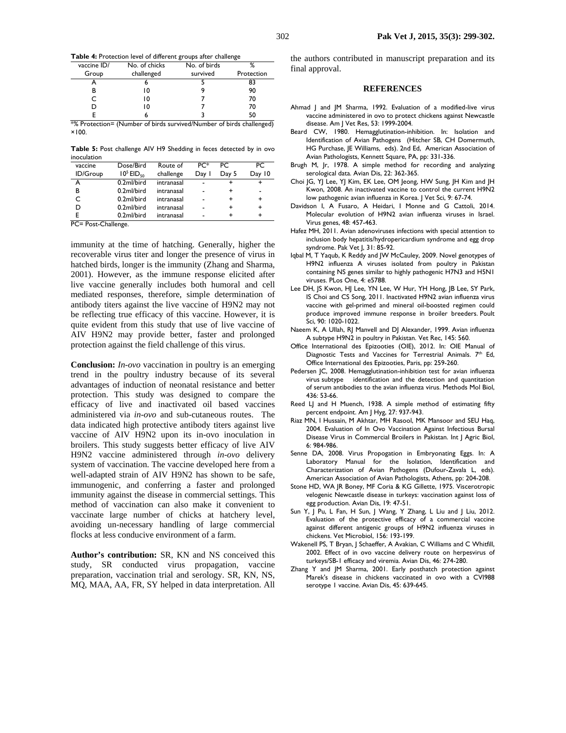**Table 4:** Protection level of different groups after challenge

| vaccine ID/ Group | No. of chicks challenged | No. of birds survived | % Protection |
|---|---|---|---|
| A | 6 | 5 | 83 |
| B | 10 | 9 | 90 |
| C | 10 | 7 | 70 |
| D | 10 | 7 | 70 |
| E | 6 | 3 | 50 |

*% Protection= (Number of birds survived/Number of birds challenged) ×100.

**Table 5:** Post challenge AIV H9 Shedding in feces detected by in ovo inoculation

| vaccine ID/Group | Dose/Bird $10^5$ $EID_{50}$ | Route of challenge | PC* Day 1 | PC Day 5 | PC Day 10 |
|---|---|---|---|---|---|
| A | 0.2ml/bird | intranasal | - | + | + |
| B | 0.2ml/bird | intranasal | - | + | - |
| C | 0.2ml/bird | intranasal | - | + | + |
| D | 0.2ml/bird | intranasal | - | + | + |
| E | 0.2ml/bird | intranasal | - | + | + |

PC= Post-Challenge.

immunity at the time of hatching. Generally, higher the recoverable virus titer and longer the presence of virus in hatched birds, longer is the immunity (Zhang and Sharma, 2001). However, as the immune response elicited after live vaccine generally includes both humoral and cell mediated responses, therefore, simple determination of antibody titers against the live vaccine of H9N2 may not be reflecting true efficacy of this vaccine. However, it is quite evident from this study that use of live vaccine of AIV H9N2 may provide better, faster and prolonged protection against the field challenge of this virus.

**Conclusion:** *In-ovo* vaccination in poultry is an emerging trend in the poultry industry because of its several advantages of induction of neonatal resistance and better protection. This study was designed to compare the efficacy of live and inactivated oil based vaccines administered via *in-ovo* and sub-cutaneous routes. The data indicated high protective antibody titers against live vaccine of AIV H9N2 upon its in-ovo inoculation in broilers. This study suggests better efficacy of live AIV H9N2 vaccine administered through *in-ovo* delivery system of vaccination. The vaccine developed here from a well-adapted strain of AIV H9N2 has shown to be safe, immunogenic, and conferring a faster and prolonged immunity against the disease in commercial settings. This method of vaccination can also make it convenient to vaccinate large number of chicks at hatchery level, avoiding un-necessary handling of large commercial flocks at less conducive environment of a farm.

**Author's contribution:** SR, KN and NS conceived this study, SR conducted virus propagation, vaccine preparation, vaccination trial and serology. SR, KN, NS, MQ, MAA, AA, FR, SY helped in data interpretation. All the authors contributed in manuscript preparation and its final approval.

## REFERENCES

Ahmad J and JM Sharma, 1992. Evaluation of a modified-live virus vaccine administered in ovo to protect chickens against Newcastle disease. Am J Vet Res, 53: 1999-2004.

Beard CW, 1980. Hemagglutination-inhibition. In: Isolation and Identification of Avian Pathogens (Hitcher SB, CH Domermuth, HG Purchase, JE Williams, eds). 2nd Ed, American Association of Avian Pathologists, Kennett Square, PA, pp: 331-336.

Brugh M, Jr, 1978. A simple method for recording and analyzing serological data. Avian Dis, 22: 362-365.

Choi JG, YJ Lee, YJ Kim, EK Lee, OM Jeong, HW Sung, JH Kim and JH Kwon, 2008. An inactivated vaccine to control the current H9N2 low pathogenic avian influenza in Korea. J Vet Sci, 9: 67-74.

Davidson I, A Fusaro, A Heidari, I Monne and G Cattoli, 2014. Molecular evolution of H9N2 avian influenza viruses in Israel. Virus genes, 48: 457-463.

Hafez MH, 2011. Avian adenoviruses infections with special attention to inclusion body hepatitis/hydropericardium syndrome and egg drop syndrome. Pak Vet J, 31: 85-92.

Iqbal M, T Yaqub, K Reddy and JW McCauley, 2009. Novel genotypes of H9N2 influenza A viruses isolated from poultry in Pakistan containing NS genes similar to highly pathogenic H7N3 and H5N1 viruses. PLos One, 4: e5788.

Lee DH, JS Kwon, HJ Lee, YN Lee, W Hur, YH Hong, JB Lee, SY Park, IS Choi and CS Song, 2011. Inactivated H9N2 avian influenza virus vaccine with gel-primed and mineral oil-boosted regimen could produce improved immune response in broiler breeders. Poult Sci, 90: 1020-1022.

Naeem K, A Ullah, RJ Manvell and DJ Alexander, 1999. Avian influenza A subtype H9N2 in poultry in Pakistan. Vet Rec, 145: 560.

Office International des Epizooties (OIE), 2012. In: OIE Manual of Diagnostic Tests and Vaccines for Terrestrial Animals. 7th Ed, Office International des Epizooties, Paris, pp: 259-260.

Pedersen JC, 2008. Hemagglutination-inhibition test for avian influenza virus subtype identification and the detection and quantitation of serum antibodies to the avian influenza virus. Methods Mol Biol, 436: 53-66.

Reed LJ and H Muench, 1938. A simple method of estimating fifty percent endpoint. Am J Hyg, 27: 937-943.

Riaz MN, I Hussain, M Akhtar, MH Rasool, MK Mansoor and SEU Haq, 2004. Evaluation of In Ovo Vaccination Against Infectious Bursal Disease Virus in Commercial Broilers in Pakistan. Int J Agric Biol, 6: 984-986.

Senne DA, 2008. Virus Propogation in Embryonating Eggs. In: A Laboratory Manual for the Isolation, Identification and Characterization of Avian Pathogens (Dufour-Zavala L, eds). American Association of Avian Pathologists, Athens, pp: 204-208.

Stone HD, WA JR Boney, MF Coria & KG Gillette, 1975. Viscerotropic velogenic Newcastle disease in turkeys: vaccination against loss of egg production. Avian Dis, 19: 47-51.

Sun Y, J Pu, L Fan, H Sun, J Wang, Y Zhang, L Liu and J Liu, 2012. Evaluation of the protective efficacy of a commercial vaccine against different antigenic groups of H9N2 influenza viruses in chickens. Vet Microbiol, 156: 193-199.

Wakenell PS, T Bryan, J Schaeffer, A Avakian, C Williams and C Whitfill, 2002. Effect of in ovo vaccine delivery route on herpesvirus of turkeys/SB-1 efficacy and viremia. Avian Dis, 46: 274-280.

Zhang Y and JM Sharma, 2001. Early posthatch protection against Marek's disease in chickens vaccinated in ovo with a CVI988 serotype 1 vaccine. Avian Dis, 45: 639-645.